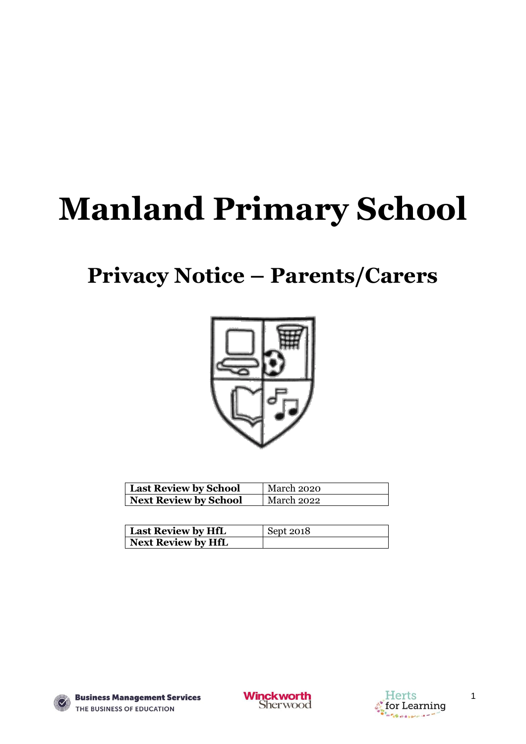# Manland Primary School

## Privacy Notice – Parents/Carers

| Last Review by School | March 2020 |
|---|---|
| Next Review by School | March 2022 |

| Last Review by HfL | Sept 2018 |
|---|---|
| Next Review by HfL | |

Business Management Services
THE BUSINESS OF EDUCATION

Winckworth Sherwood

Herts for Learning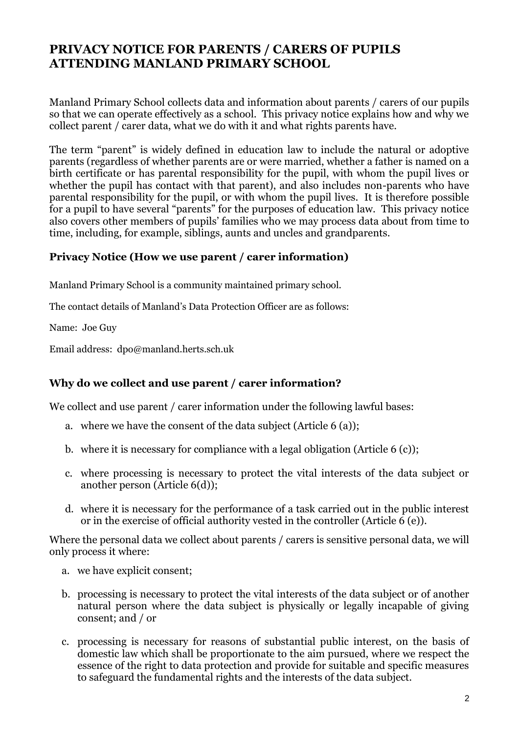# PRIVACY NOTICE FOR PARENTS / CARERS OF PUPILS ATTENDING MANLAND PRIMARY SCHOOL

Manland Primary School collects data and information about parents / carers of our pupils so that we can operate effectively as a school. This privacy notice explains how and why we collect parent / carer data, what we do with it and what rights parents have.

The term "parent" is widely defined in education law to include the natural or adoptive parents (regardless of whether parents are or were married, whether a father is named on a birth certificate or has parental responsibility for the pupil, with whom the pupil lives or whether the pupil has contact with that parent), and also includes non-parents who have parental responsibility for the pupil, or with whom the pupil lives. It is therefore possible for a pupil to have several "parents" for the purposes of education law. This privacy notice also covers other members of pupils' families who we may process data about from time to time, including, for example, siblings, aunts and uncles and grandparents.

## Privacy Notice (How we use parent / carer information)

Manland Primary School is a community maintained primary school.

The contact details of Manland's Data Protection Officer are as follows:

Name: Joe Guy

Email address: dpo@manland.herts.sch.uk

## Why do we collect and use parent / carer information?

We collect and use parent / carer information under the following lawful bases:

a. where we have the consent of the data subject (Article 6 (a));

b. where it is necessary for compliance with a legal obligation (Article 6 (c));

c. where processing is necessary to protect the vital interests of the data subject or another person (Article 6(d));

d. where it is necessary for the performance of a task carried out in the public interest or in the exercise of official authority vested in the controller (Article 6 (e)).

Where the personal data we collect about parents / carers is sensitive personal data, we will only process it where:

a. we have explicit consent;

b. processing is necessary to protect the vital interests of the data subject or of another natural person where the data subject is physically or legally incapable of giving consent; and / or

c. processing is necessary for reasons of substantial public interest, on the basis of domestic law which shall be proportionate to the aim pursued, where we respect the essence of the right to data protection and provide for suitable and specific measures to safeguard the fundamental rights and the interests of the data subject.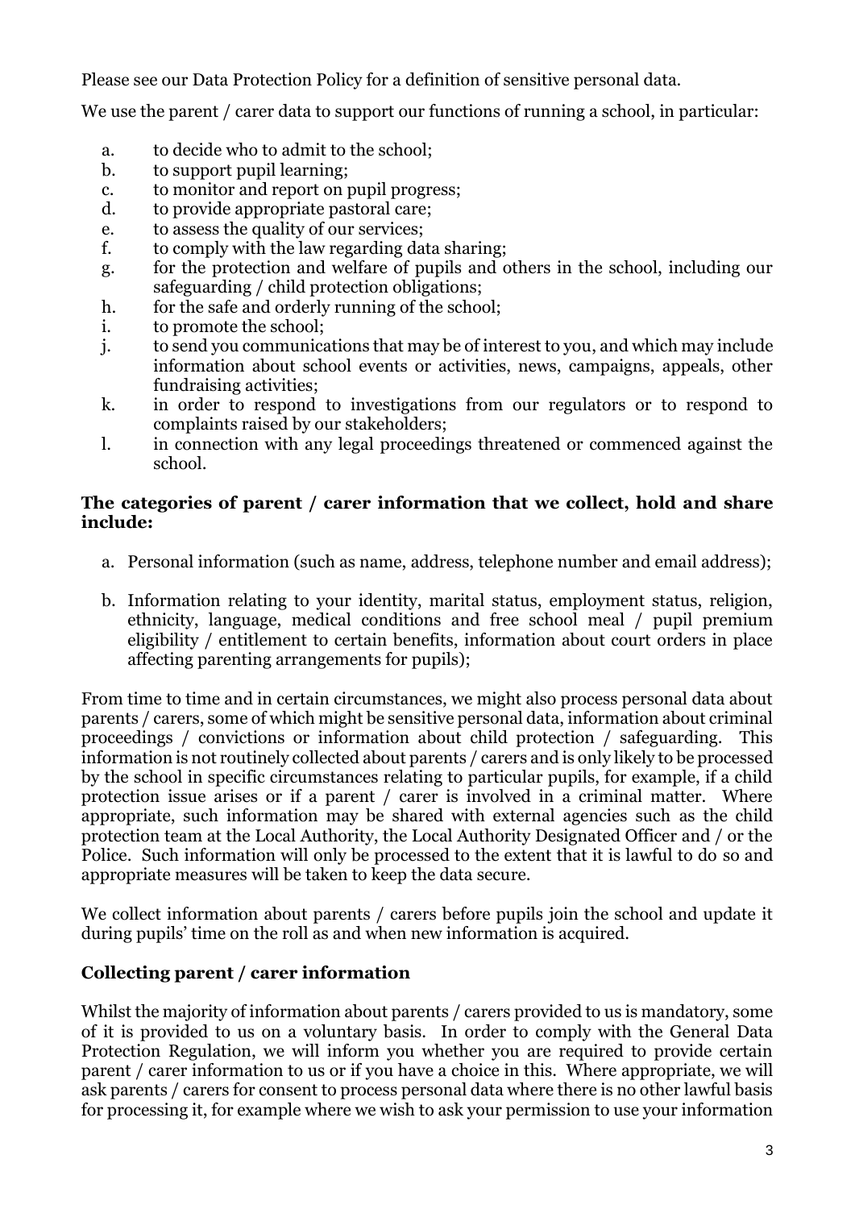Please see our Data Protection Policy for a definition of sensitive personal data.

We use the parent / carer data to support our functions of running a school, in particular:

a. to decide who to admit to the school;
b. to support pupil learning;
c. to monitor and report on pupil progress;
d. to provide appropriate pastoral care;
e. to assess the quality of our services;
f. to comply with the law regarding data sharing;
g. for the protection and welfare of pupils and others in the school, including our safeguarding / child protection obligations;
h. for the safe and orderly running of the school;
i. to promote the school;
j. to send you communications that may be of interest to you, and which may include information about school events or activities, news, campaigns, appeals, other fundraising activities;
k. in order to respond to investigations from our regulators or to respond to complaints raised by our stakeholders;
l. in connection with any legal proceedings threatened or commenced against the school.

**The categories of parent / carer information that we collect, hold and share include:**

a. Personal information (such as name, address, telephone number and email address);

b. Information relating to your identity, marital status, employment status, religion, ethnicity, language, medical conditions and free school meal / pupil premium eligibility / entitlement to certain benefits, information about court orders in place affecting parenting arrangements for pupils);

From time to time and in certain circumstances, we might also process personal data about parents / carers, some of which might be sensitive personal data, information about criminal proceedings / convictions or information about child protection / safeguarding. This information is not routinely collected about parents / carers and is only likely to be processed by the school in specific circumstances relating to particular pupils, for example, if a child protection issue arises or if a parent / carer is involved in a criminal matter. Where appropriate, such information may be shared with external agencies such as the child protection team at the Local Authority, the Local Authority Designated Officer and / or the Police. Such information will only be processed to the extent that it is lawful to do so and appropriate measures will be taken to keep the data secure.

We collect information about parents / carers before pupils join the school and update it during pupils' time on the roll as and when new information is acquired.

## Collecting parent / carer information

Whilst the majority of information about parents / carers provided to us is mandatory, some of it is provided to us on a voluntary basis. In order to comply with the General Data Protection Regulation, we will inform you whether you are required to provide certain parent / carer information to us or if you have a choice in this. Where appropriate, we will ask parents / carers for consent to process personal data where there is no other lawful basis for processing it, for example where we wish to ask your permission to use your information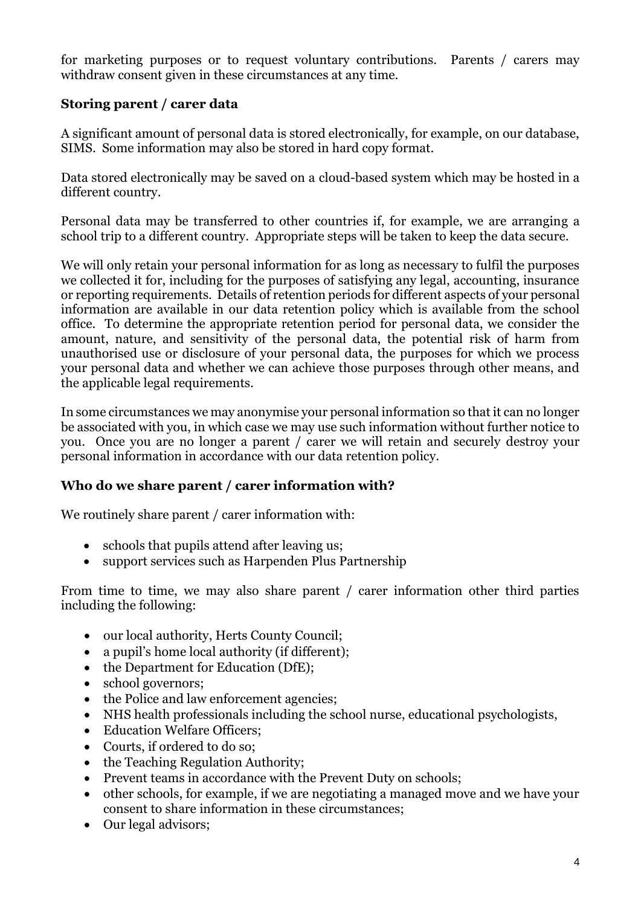for marketing purposes or to request voluntary contributions. Parents / carers may withdraw consent given in these circumstances at any time.

### Storing parent / carer data

A significant amount of personal data is stored electronically, for example, on our database, SIMS. Some information may also be stored in hard copy format.

Data stored electronically may be saved on a cloud-based system which may be hosted in a different country.

Personal data may be transferred to other countries if, for example, we are arranging a school trip to a different country. Appropriate steps will be taken to keep the data secure.

We will only retain your personal information for as long as necessary to fulfil the purposes we collected it for, including for the purposes of satisfying any legal, accounting, insurance or reporting requirements. Details of retention periods for different aspects of your personal information are available in our data retention policy which is available from the school office. To determine the appropriate retention period for personal data, we consider the amount, nature, and sensitivity of the personal data, the potential risk of harm from unauthorised use or disclosure of your personal data, the purposes for which we process your personal data and whether we can achieve those purposes through other means, and the applicable legal requirements.

In some circumstances we may anonymise your personal information so that it can no longer be associated with you, in which case we may use such information without further notice to you. Once you are no longer a parent / carer we will retain and securely destroy your personal information in accordance with our data retention policy.

### Who do we share parent / carer information with?

We routinely share parent / carer information with:

- schools that pupils attend after leaving us;
- support services such as Harpenden Plus Partnership

From time to time, we may also share parent / carer information other third parties including the following:

- our local authority, Herts County Council;
- a pupil's home local authority (if different);
- the Department for Education (DfE);
- school governors;
- the Police and law enforcement agencies;
- NHS health professionals including the school nurse, educational psychologists,
- Education Welfare Officers;
- Courts, if ordered to do so;
- the Teaching Regulation Authority;
- Prevent teams in accordance with the Prevent Duty on schools;
- other schools, for example, if we are negotiating a managed move and we have your consent to share information in these circumstances;
- Our legal advisors;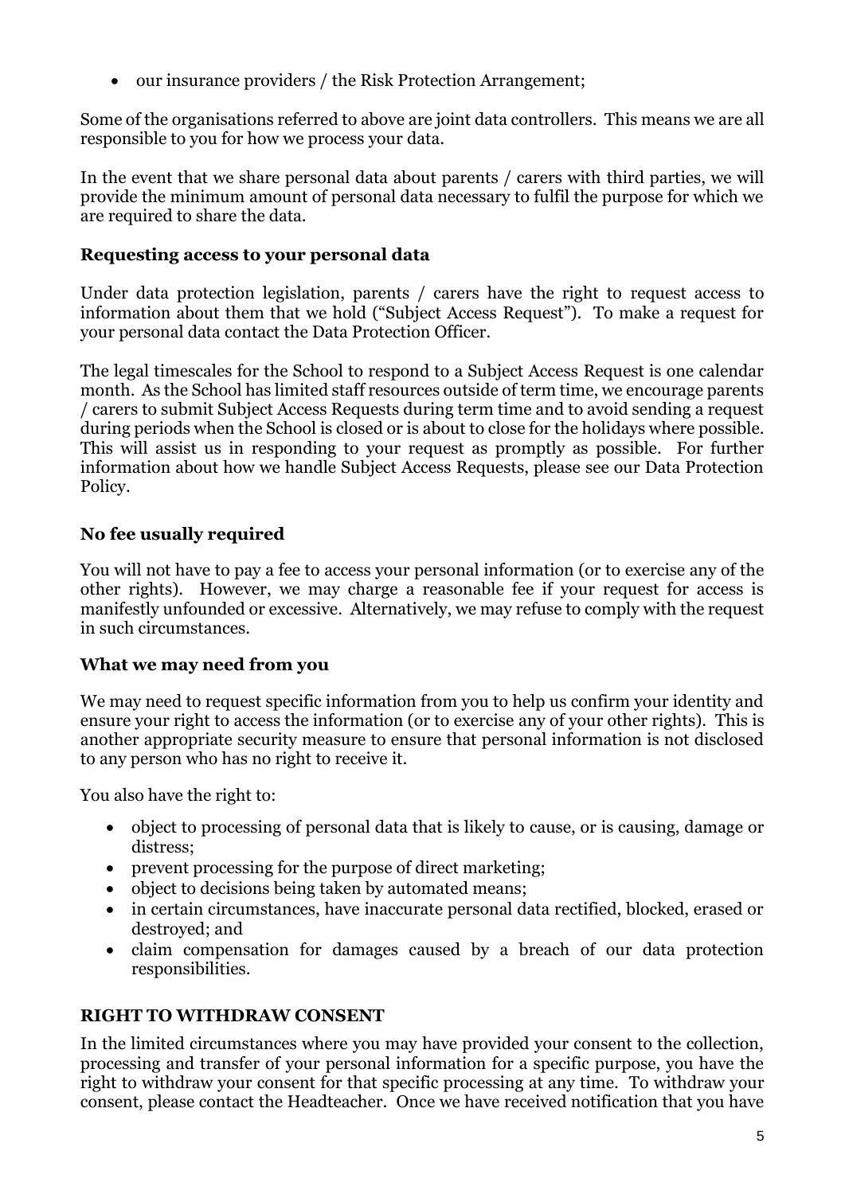- our insurance providers / the Risk Protection Arrangement;

Some of the organisations referred to above are joint data controllers. This means we are all responsible to you for how we process your data.

In the event that we share personal data about parents / carers with third parties, we will provide the minimum amount of personal data necessary to fulfil the purpose for which we are required to share the data.

### Requesting access to your personal data

Under data protection legislation, parents / carers have the right to request access to information about them that we hold ("Subject Access Request"). To make a request for your personal data contact the Data Protection Officer.

The legal timescales for the School to respond to a Subject Access Request is one calendar month. As the School has limited staff resources outside of term time, we encourage parents / carers to submit Subject Access Requests during term time and to avoid sending a request during periods when the School is closed or is about to close for the holidays where possible. This will assist us in responding to your request as promptly as possible. For further information about how we handle Subject Access Requests, please see our Data Protection Policy.

### No fee usually required

You will not have to pay a fee to access your personal information (or to exercise any of the other rights). However, we may charge a reasonable fee if your request for access is manifestly unfounded or excessive. Alternatively, we may refuse to comply with the request in such circumstances.

### What we may need from you

We may need to request specific information from you to help us confirm your identity and ensure your right to access the information (or to exercise any of your other rights). This is another appropriate security measure to ensure that personal information is not disclosed to any person who has no right to receive it.

You also have the right to:

- object to processing of personal data that is likely to cause, or is causing, damage or distress;
- prevent processing for the purpose of direct marketing;
- object to decisions being taken by automated means;
- in certain circumstances, have inaccurate personal data rectified, blocked, erased or destroyed; and
- claim compensation for damages caused by a breach of our data protection responsibilities.

### RIGHT TO WITHDRAW CONSENT

In the limited circumstances where you may have provided your consent to the collection, processing and transfer of your personal information for a specific purpose, you have the right to withdraw your consent for that specific processing at any time. To withdraw your consent, please contact the Headteacher. Once we have received notification that you have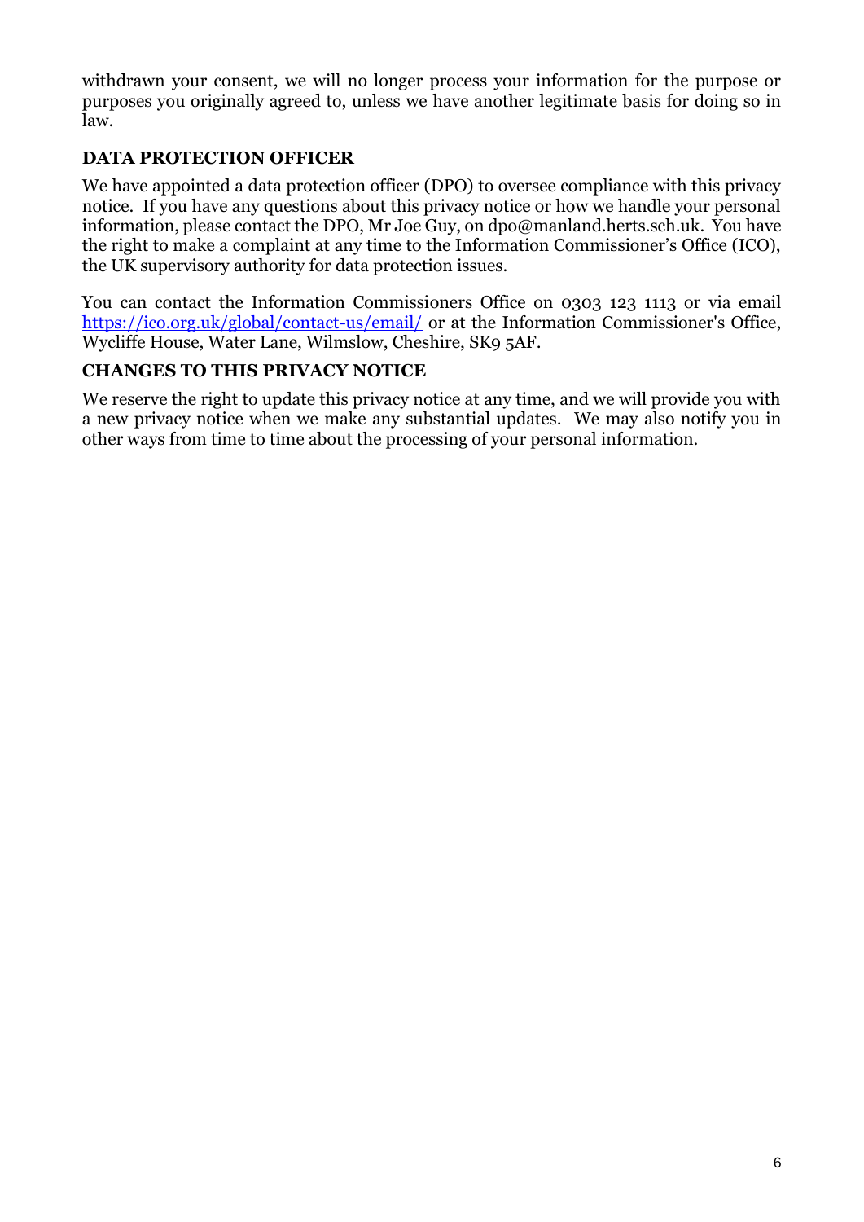withdrawn your consent, we will no longer process your information for the purpose or purposes you originally agreed to, unless we have another legitimate basis for doing so in law.

## DATA PROTECTION OFFICER

We have appointed a data protection officer (DPO) to oversee compliance with this privacy notice. If you have any questions about this privacy notice or how we handle your personal information, please contact the DPO, Mr Joe Guy, on dpo@manland.herts.sch.uk. You have the right to make a complaint at any time to the Information Commissioner's Office (ICO), the UK supervisory authority for data protection issues.

You can contact the Information Commissioners Office on 0303 123 1113 or via email [https://ico.org.uk/global/contact-us/email/](https://ico.org.uk/global/contact-us/email/) or at the Information Commissioner's Office, Wycliffe House, Water Lane, Wilmslow, Cheshire, SK9 5AF.

## CHANGES TO THIS PRIVACY NOTICE

We reserve the right to update this privacy notice at any time, and we will provide you with a new privacy notice when we make any substantial updates. We may also notify you in other ways from time to time about the processing of your personal information.